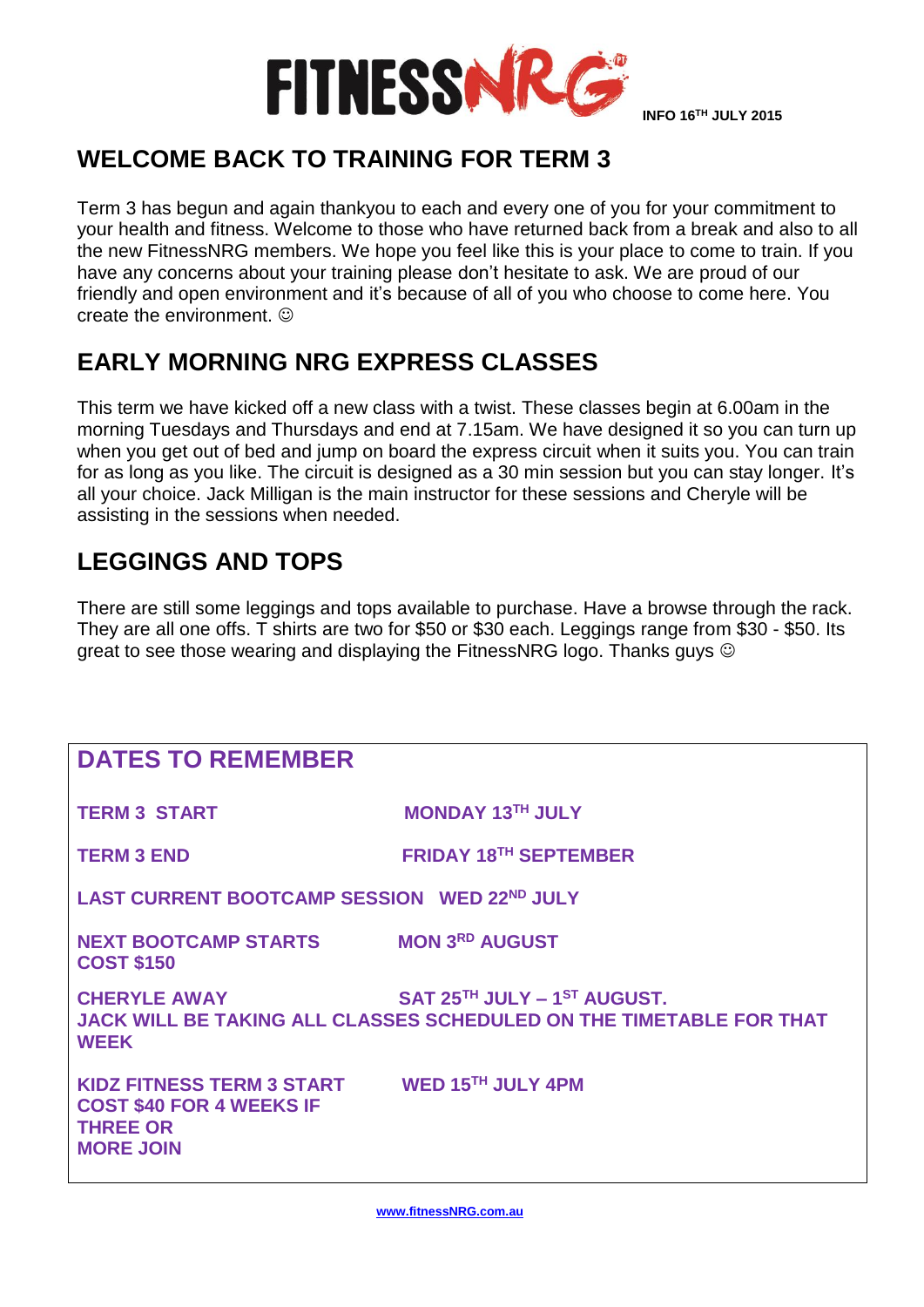FITNESSNRG

INFO 16TH JULY 2015

## WELCOME BACK TO TRAINING FOR TERM 3

Term 3 has begun and again thankyou to each and every one of you for your commitment to your health and fitness. Welcome to those who have returned back from a break and also to all the new FitnessNRG members. We hope you feel like this is your place to come to train. If you have any concerns about your training please don't hesitate to ask. We are proud of our friendly and open environment and it's because of all of you who choose to come here. You create the environment. ☺

## EARLY MORNING NRG EXPRESS CLASSES

This term we have kicked off a new class with a twist. These classes begin at 6.00am in the morning Tuesdays and Thursdays and end at 7.15am. We have designed it so you can turn up when you get out of bed and jump on board the express circuit when it suits you. You can train for as long as you like. The circuit is designed as a 30 min session but you can stay longer. It's all your choice. Jack Milligan is the main instructor for these sessions and Cheryle will be assisting in the sessions when needed.

## LEGGINGS AND TOPS

There are still some leggings and tops available to purchase. Have a browse through the rack. They are all one offs. T shirts are two for $50 or $30 each. Leggings range from $30 - $50. Its great to see those wearing and displaying the FitnessNRG logo. Thanks guys ☺

## DATES TO REMEMBER

**TERM 3 START** — **MONDAY 13TH JULY**

**TERM 3 END** — **FRIDAY 18TH SEPTEMBER**

**LAST CURRENT BOOTCAMP SESSION** — **WED 22ND JULY**

**NEXT BOOTCAMP STARTS** — **MON 3RD AUGUST**
**COST $150**

**CHERYLE AWAY** — **SAT 25TH JULY – 1ST AUGUST.**
**JACK WILL BE TAKING ALL CLASSES SCHEDULED ON THE TIMETABLE FOR THAT WEEK**

**KIDZ FITNESS TERM 3 START** — **WED 15TH JULY 4PM**
**COST $40 FOR 4 WEEKS IF THREE OR MORE JOIN**

www.fitnessNRG.com.au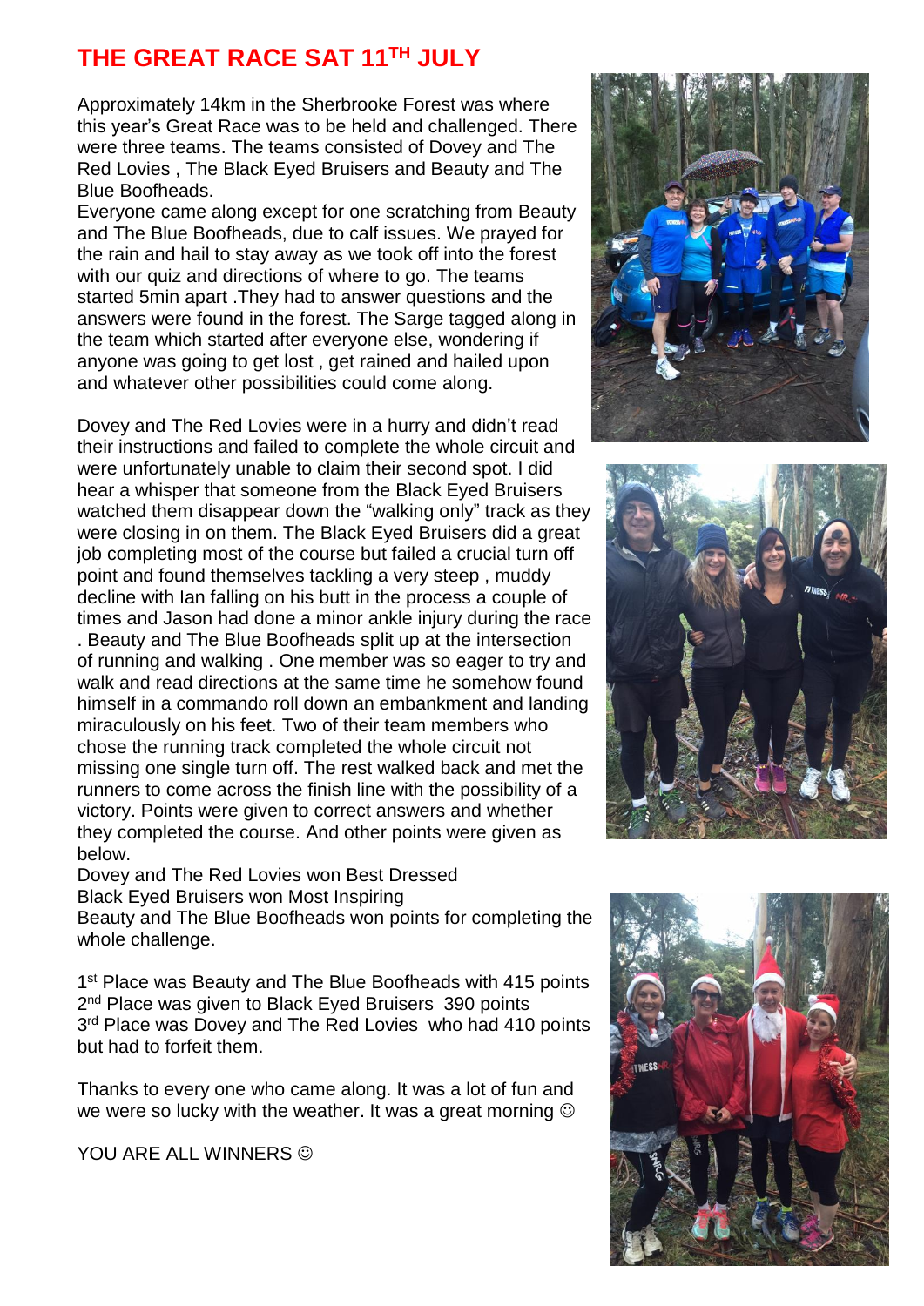# THE GREAT RACE SAT 11TH JULY

Approximately 14km in the Sherbrooke Forest was where this year's Great Race was to be held and challenged. There were three teams. The teams consisted of Dovey and The Red Lovies , The Black Eyed Bruisers and Beauty and The Blue Boofheads.
Everyone came along except for one scratching from Beauty and The Blue Boofheads, due to calf issues. We prayed for the rain and hail to stay away as we took off into the forest with our quiz and directions of where to go. The teams started 5min apart .They had to answer questions and the answers were found in the forest. The Sarge tagged along in the team which started after everyone else, wondering if anyone was going to get lost , get rained and hailed upon and whatever other possibilities could come along.

Dovey and The Red Lovies were in a hurry and didn't read their instructions and failed to complete the whole circuit and were unfortunately unable to claim their second spot. I did hear a whisper that someone from the Black Eyed Bruisers watched them disappear down the "walking only" track as they were closing in on them. The Black Eyed Bruisers did a great job completing most of the course but failed a crucial turn off point and found themselves tackling a very steep , muddy decline with Ian falling on his butt in the process a couple of times and Jason had done a minor ankle injury during the race . Beauty and The Blue Boofheads split up at the intersection of running and walking . One member was so eager to try and walk and read directions at the same time he somehow found himself in a commando roll down an embankment and landing miraculously on his feet. Two of their team members who chose the running track completed the whole circuit not missing one single turn off. The rest walked back and met the runners to come across the finish line with the possibility of a victory. Points were given to correct answers and whether they completed the course. And other points were given as below.
Dovey and The Red Lovies won Best Dressed
Black Eyed Bruisers won Most Inspiring
Beauty and The Blue Boofheads won points for completing the whole challenge.

1st Place was Beauty and The Blue Boofheads with 415 points
2nd Place was given to Black Eyed Bruisers 390 points
3rd Place was Dovey and The Red Lovies who had 410 points but had to forfeit them.

Thanks to every one who came along. It was a lot of fun and we were so lucky with the weather. It was a great morning ☺

YOU ARE ALL WINNERS ☺